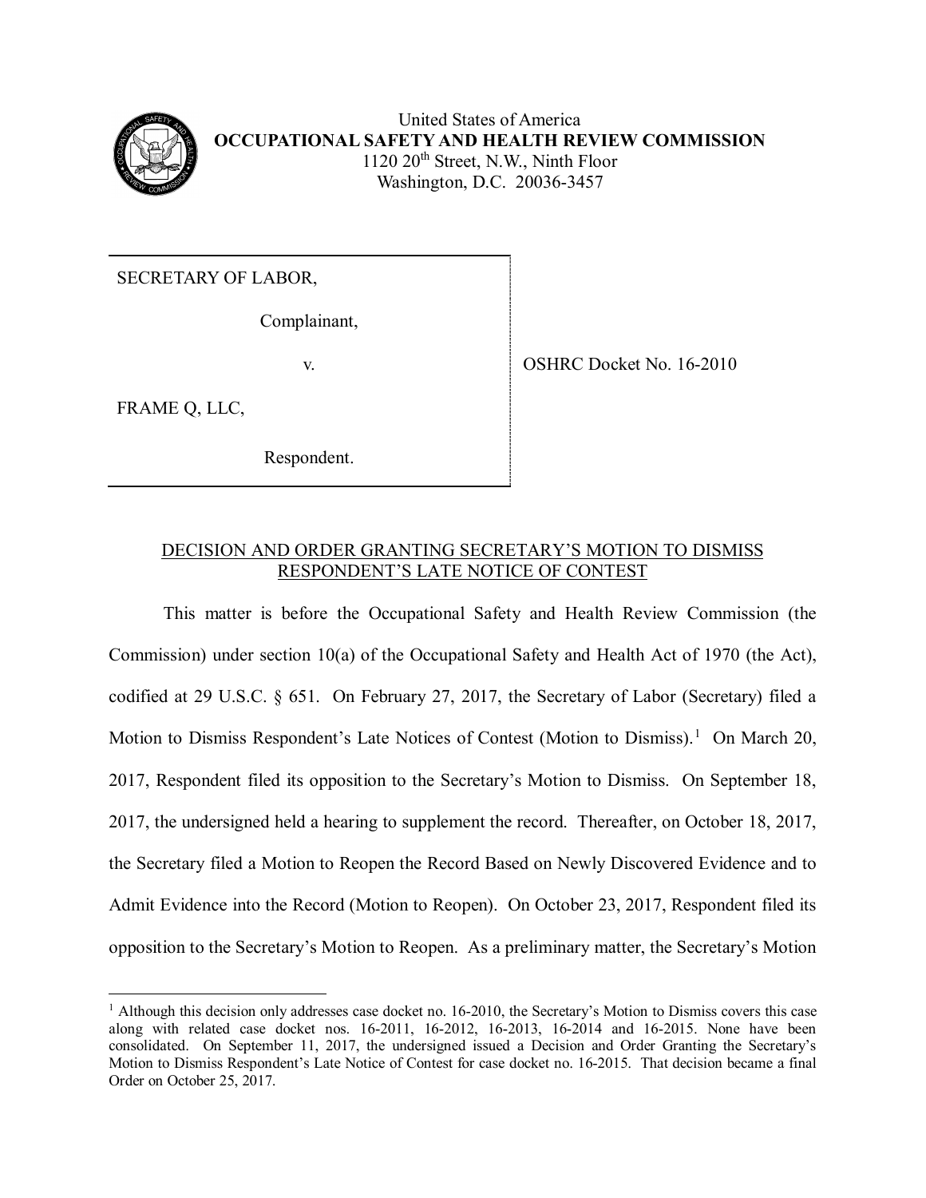United States of America
**OCCUPATIONAL SAFETY AND HEALTH REVIEW COMMISSION**
1120 20th Street, N.W., Ninth Floor
Washington, D.C. 20036-3457

SECRETARY OF LABOR,

Complainant,

v.

FRAME Q, LLC,

Respondent.

OSHRC Docket No. 16-2010

## DECISION AND ORDER GRANTING SECRETARY'S MOTION TO DISMISS RESPONDENT'S LATE NOTICE OF CONTEST

This matter is before the Occupational Safety and Health Review Commission (the Commission) under section 10(a) of the Occupational Safety and Health Act of 1970 (the Act), codified at 29 U.S.C. § 651. On February 27, 2017, the Secretary of Labor (Secretary) filed a Motion to Dismiss Respondent's Late Notices of Contest (Motion to Dismiss).[1] On March 20, 2017, Respondent filed its opposition to the Secretary's Motion to Dismiss. On September 18, 2017, the undersigned held a hearing to supplement the record. Thereafter, on October 18, 2017, the Secretary filed a Motion to Reopen the Record Based on Newly Discovered Evidence and to Admit Evidence into the Record (Motion to Reopen). On October 23, 2017, Respondent filed its opposition to the Secretary's Motion to Reopen. As a preliminary matter, the Secretary's Motion

[1] Although this decision only addresses case docket no. 16-2010, the Secretary's Motion to Dismiss covers this case along with related case docket nos. 16-2011, 16-2012, 16-2013, 16-2014 and 16-2015. None have been consolidated. On September 11, 2017, the undersigned issued a Decision and Order Granting the Secretary's Motion to Dismiss Respondent's Late Notice of Contest for case docket no. 16-2015. That decision became a final Order on October 25, 2017.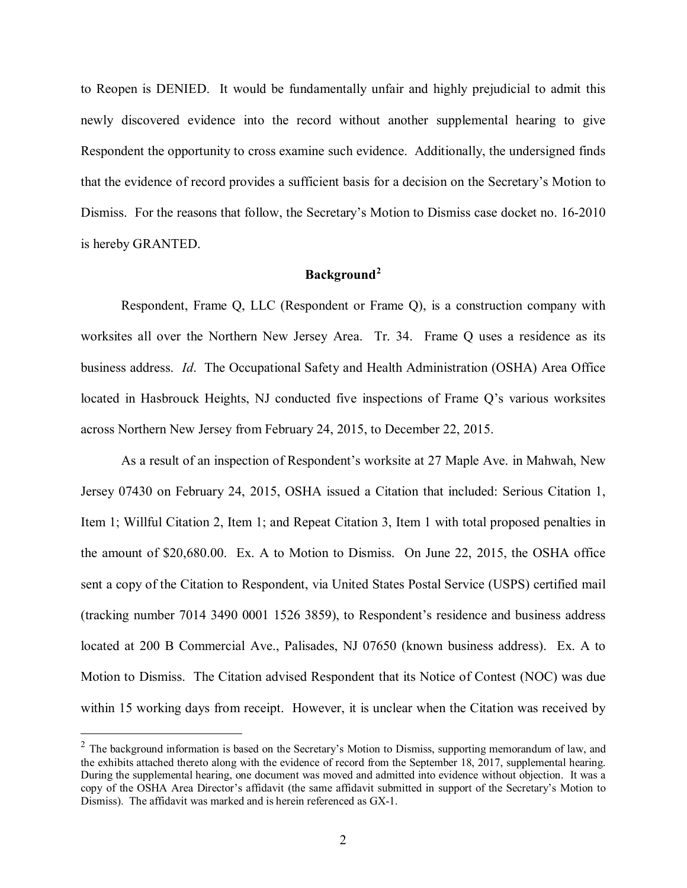to Reopen is DENIED. It would be fundamentally unfair and highly prejudicial to admit this newly discovered evidence into the record without another supplemental hearing to give Respondent the opportunity to cross examine such evidence. Additionally, the undersigned finds that the evidence of record provides a sufficient basis for a decision on the Secretary's Motion to Dismiss. For the reasons that follow, the Secretary's Motion to Dismiss case docket no. 16-2010 is hereby GRANTED.

## Background[2]

Respondent, Frame Q, LLC (Respondent or Frame Q), is a construction company with worksites all over the Northern New Jersey Area. Tr. 34. Frame Q uses a residence as its business address. *Id*. The Occupational Safety and Health Administration (OSHA) Area Office located in Hasbrouck Heights, NJ conducted five inspections of Frame Q's various worksites across Northern New Jersey from February 24, 2015, to December 22, 2015.

As a result of an inspection of Respondent's worksite at 27 Maple Ave. in Mahwah, New Jersey 07430 on February 24, 2015, OSHA issued a Citation that included: Serious Citation 1, Item 1; Willful Citation 2, Item 1; and Repeat Citation 3, Item 1 with total proposed penalties in the amount of $20,680.00. Ex. A to Motion to Dismiss. On June 22, 2015, the OSHA office sent a copy of the Citation to Respondent, via United States Postal Service (USPS) certified mail (tracking number 7014 3490 0001 1526 3859), to Respondent's residence and business address located at 200 B Commercial Ave., Palisades, NJ 07650 (known business address). Ex. A to Motion to Dismiss. The Citation advised Respondent that its Notice of Contest (NOC) was due within 15 working days from receipt. However, it is unclear when the Citation was received by

[2] The background information is based on the Secretary's Motion to Dismiss, supporting memorandum of law, and the exhibits attached thereto along with the evidence of record from the September 18, 2017, supplemental hearing. During the supplemental hearing, one document was moved and admitted into evidence without objection. It was a copy of the OSHA Area Director's affidavit (the same affidavit submitted in support of the Secretary's Motion to Dismiss). The affidavit was marked and is herein referenced as GX-1.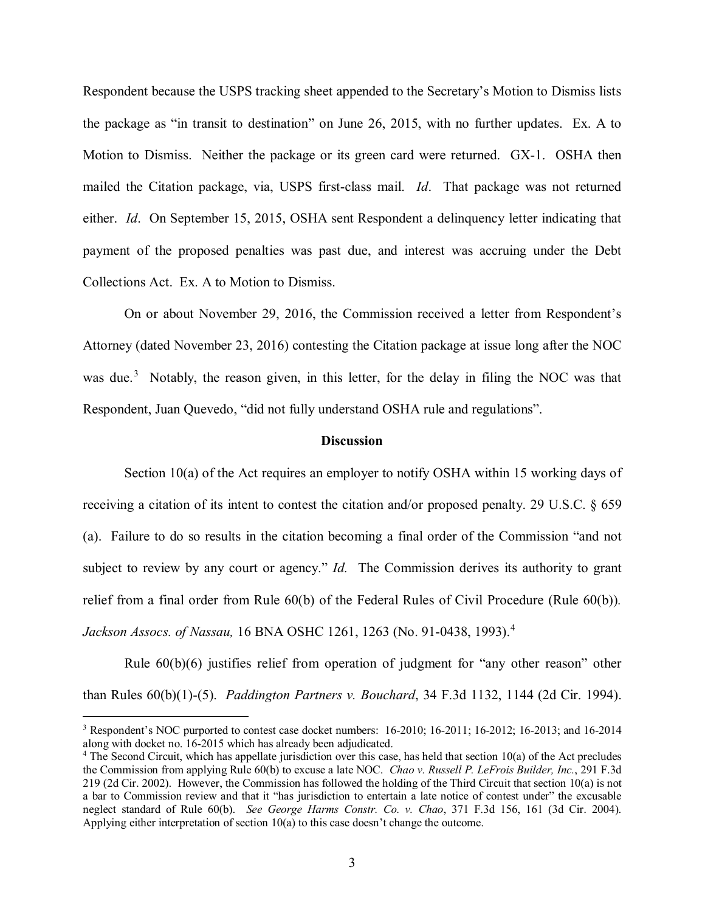Respondent because the USPS tracking sheet appended to the Secretary's Motion to Dismiss lists the package as "in transit to destination" on June 26, 2015, with no further updates. Ex. A to Motion to Dismiss. Neither the package or its green card were returned. GX-1. OSHA then mailed the Citation package, via, USPS first-class mail. *Id*. That package was not returned either. *Id*. On September 15, 2015, OSHA sent Respondent a delinquency letter indicating that payment of the proposed penalties was past due, and interest was accruing under the Debt Collections Act. Ex. A to Motion to Dismiss.

On or about November 29, 2016, the Commission received a letter from Respondent's Attorney (dated November 23, 2016) contesting the Citation package at issue long after the NOC was due.[3] Notably, the reason given, in this letter, for the delay in filing the NOC was that Respondent, Juan Quevedo, "did not fully understand OSHA rule and regulations".

## Discussion

Section 10(a) of the Act requires an employer to notify OSHA within 15 working days of receiving a citation of its intent to contest the citation and/or proposed penalty. 29 U.S.C. § 659 (a). Failure to do so results in the citation becoming a final order of the Commission "and not subject to review by any court or agency." *Id.* The Commission derives its authority to grant relief from a final order from Rule 60(b) of the Federal Rules of Civil Procedure (Rule 60(b)). *Jackson Assocs. of Nassau,* 16 BNA OSHC 1261, 1263 (No. 91-0438, 1993).[4]

Rule 60(b)(6) justifies relief from operation of judgment for "any other reason" other than Rules 60(b)(1)-(5). *Paddington Partners v. Bouchard*, 34 F.3d 1132, 1144 (2d Cir. 1994).

---

[3] Respondent's NOC purported to contest case docket numbers: 16-2010; 16-2011; 16-2012; 16-2013; and 16-2014 along with docket no. 16-2015 which has already been adjudicated.

[4] The Second Circuit, which has appellate jurisdiction over this case, has held that section 10(a) of the Act precludes the Commission from applying Rule 60(b) to excuse a late NOC. *Chao v. Russell P. LeFrois Builder, Inc.*, 291 F.3d 219 (2d Cir. 2002). However, the Commission has followed the holding of the Third Circuit that section 10(a) is not a bar to Commission review and that it "has jurisdiction to entertain a late notice of contest under" the excusable neglect standard of Rule 60(b). *See George Harms Constr. Co. v. Chao*, 371 F.3d 156, 161 (3d Cir. 2004). Applying either interpretation of section 10(a) to this case doesn't change the outcome.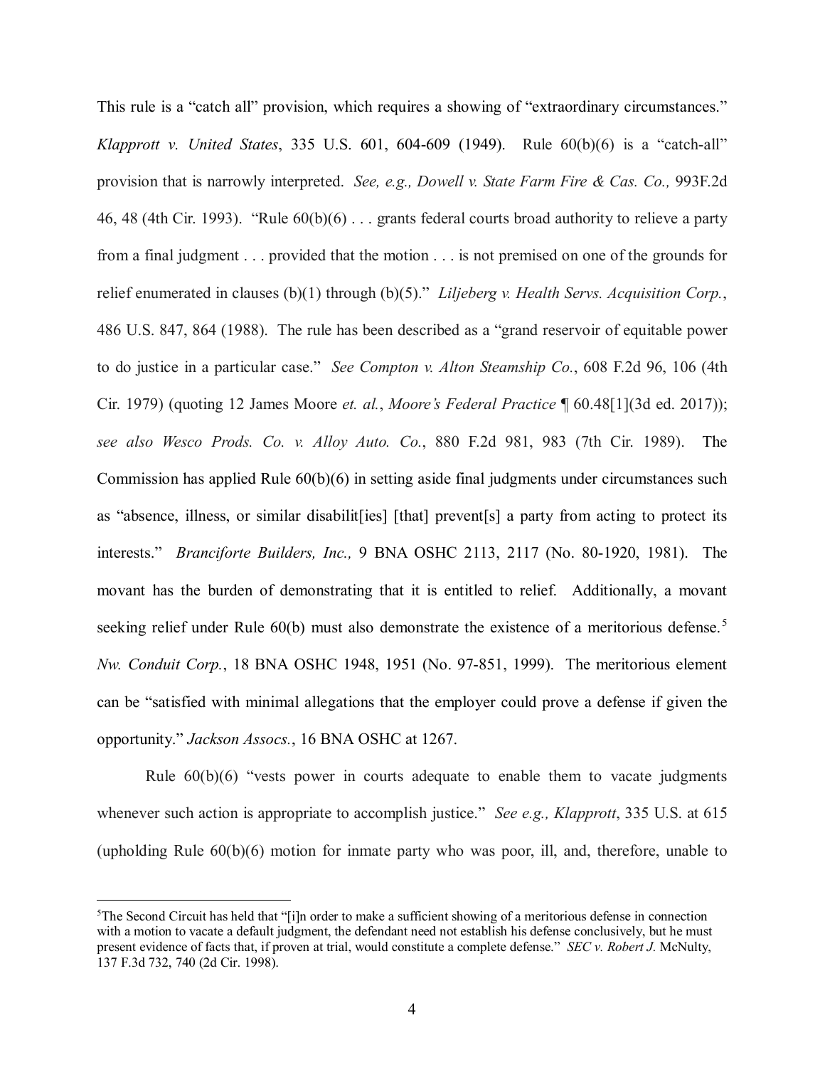This rule is a "catch all" provision, which requires a showing of "extraordinary circumstances." *Klapprott v. United States*, 335 U.S. 601, 604-609 (1949). Rule 60(b)(6) is a "catch-all" provision that is narrowly interpreted. *See, e.g., Dowell v. State Farm Fire & Cas. Co.,* 993F.2d 46, 48 (4th Cir. 1993). "Rule 60(b)(6) . . . grants federal courts broad authority to relieve a party from a final judgment . . . provided that the motion . . . is not premised on one of the grounds for relief enumerated in clauses (b)(1) through (b)(5)." *Liljeberg v. Health Servs. Acquisition Corp.*, 486 U.S. 847, 864 (1988). The rule has been described as a "grand reservoir of equitable power to do justice in a particular case." *See Compton v. Alton Steamship Co.*, 608 F.2d 96, 106 (4th Cir. 1979) (quoting 12 James Moore *et. al.*, *Moore's Federal Practice* ¶ 60.48[1](3d ed. 2017)); *see also Wesco Prods. Co. v. Alloy Auto. Co.*, 880 F.2d 981, 983 (7th Cir. 1989). The Commission has applied Rule 60(b)(6) in setting aside final judgments under circumstances such as "absence, illness, or similar disabilit[ies] [that] prevent[s] a party from acting to protect its interests." *Branciforte Builders, Inc.,* 9 BNA OSHC 2113, 2117 (No. 80-1920, 1981). The movant has the burden of demonstrating that it is entitled to relief. Additionally, a movant seeking relief under Rule 60(b) must also demonstrate the existence of a meritorious defense.[5] *Nw. Conduit Corp.*, 18 BNA OSHC 1948, 1951 (No. 97-851, 1999). The meritorious element can be "satisfied with minimal allegations that the employer could prove a defense if given the opportunity." *Jackson Assocs.*, 16 BNA OSHC at 1267.

Rule 60(b)(6) "vests power in courts adequate to enable them to vacate judgments whenever such action is appropriate to accomplish justice." *See e.g., Klapprott*, 335 U.S. at 615 (upholding Rule 60(b)(6) motion for inmate party who was poor, ill, and, therefore, unable to

---

[5]The Second Circuit has held that "[i]n order to make a sufficient showing of a meritorious defense in connection with a motion to vacate a default judgment, the defendant need not establish his defense conclusively, but he must present evidence of facts that, if proven at trial, would constitute a complete defense." *SEC v. Robert J.* McNulty, 137 F.3d 732, 740 (2d Cir. 1998).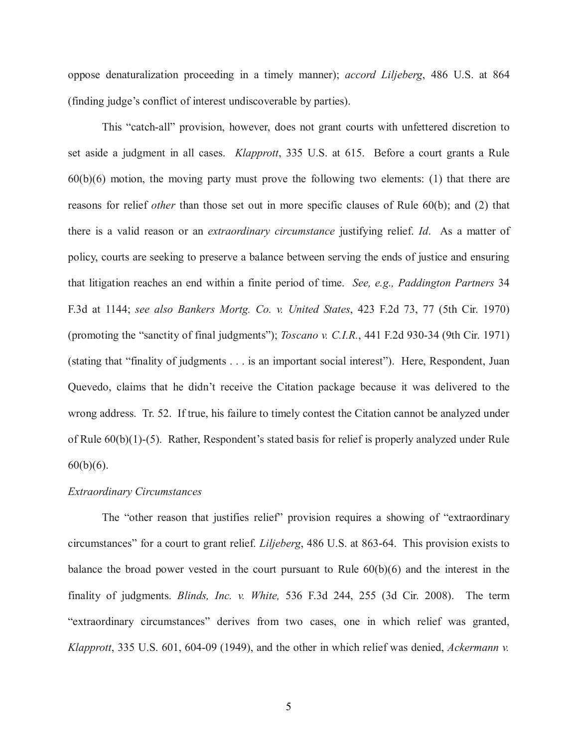oppose denaturalization proceeding in a timely manner); *accord Liljeberg*, 486 U.S. at 864 (finding judge's conflict of interest undiscoverable by parties).

This "catch-all" provision, however, does not grant courts with unfettered discretion to set aside a judgment in all cases. *Klapprott*, 335 U.S. at 615. Before a court grants a Rule 60(b)(6) motion, the moving party must prove the following two elements: (1) that there are reasons for relief *other* than those set out in more specific clauses of Rule 60(b); and (2) that there is a valid reason or an *extraordinary circumstance* justifying relief. *Id*. As a matter of policy, courts are seeking to preserve a balance between serving the ends of justice and ensuring that litigation reaches an end within a finite period of time. *See, e.g., Paddington Partners* 34 F.3d at 1144; *see also Bankers Mortg. Co. v. United States*, 423 F.2d 73, 77 (5th Cir. 1970) (promoting the "sanctity of final judgments"); *Toscano v. C.I.R.*, 441 F.2d 930-34 (9th Cir. 1971) (stating that "finality of judgments . . . is an important social interest"). Here, Respondent, Juan Quevedo, claims that he didn't receive the Citation package because it was delivered to the wrong address. Tr. 52. If true, his failure to timely contest the Citation cannot be analyzed under of Rule 60(b)(1)-(5). Rather, Respondent's stated basis for relief is properly analyzed under Rule 60(b)(6).

*Extraordinary Circumstances*

The "other reason that justifies relief" provision requires a showing of "extraordinary circumstances" for a court to grant relief. *Liljeberg*, 486 U.S. at 863-64. This provision exists to balance the broad power vested in the court pursuant to Rule 60(b)(6) and the interest in the finality of judgments. *Blinds, Inc. v. White,* 536 F.3d 244, 255 (3d Cir. 2008). The term "extraordinary circumstances" derives from two cases, one in which relief was granted, *Klapprott*, 335 U.S. 601, 604-09 (1949), and the other in which relief was denied, *Ackermann v.*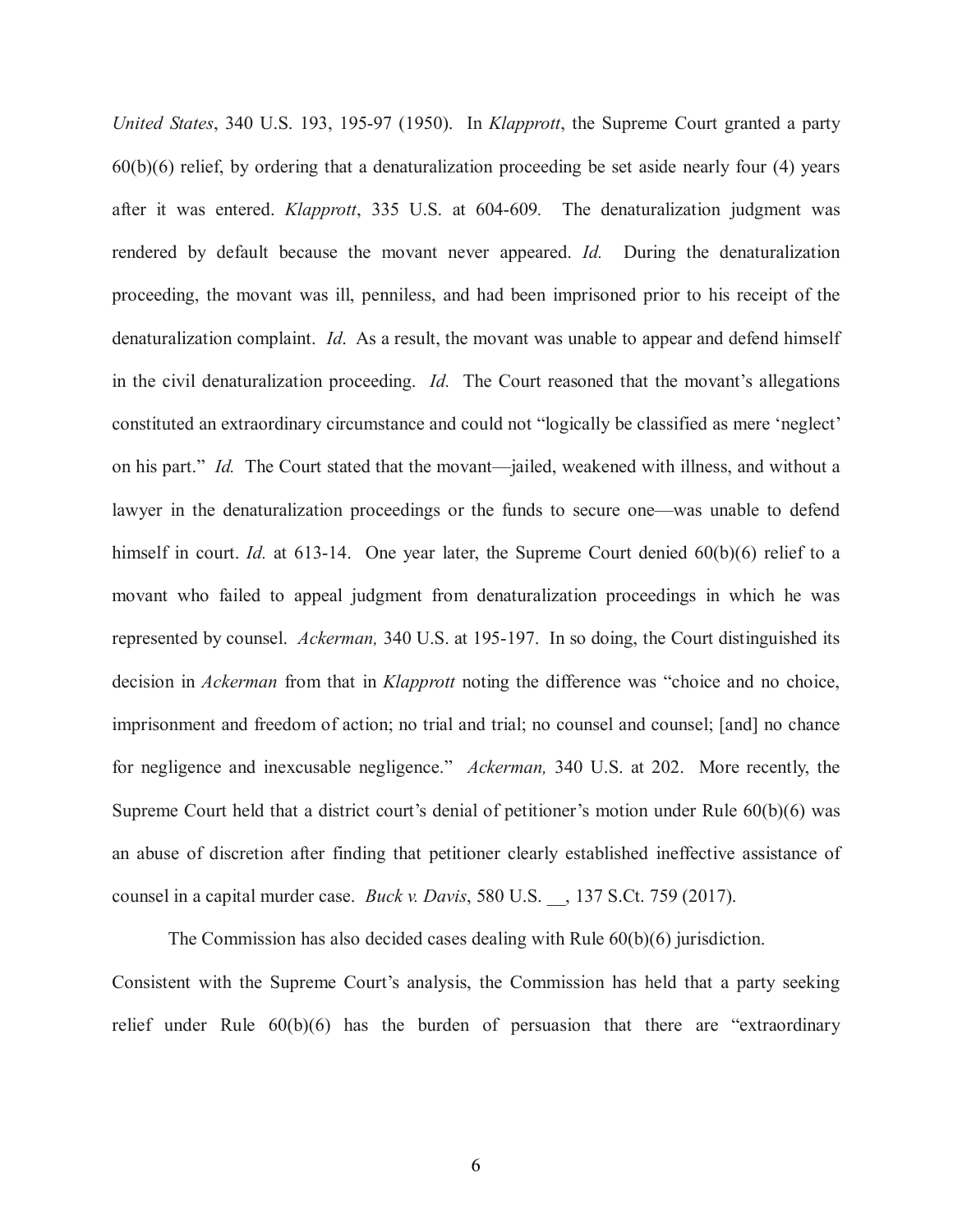*United States*, 340 U.S. 193, 195-97 (1950). In *Klapprott*, the Supreme Court granted a party 60(b)(6) relief, by ordering that a denaturalization proceeding be set aside nearly four (4) years after it was entered. *Klapprott*, 335 U.S. at 604-609. The denaturalization judgment was rendered by default because the movant never appeared. *Id.* During the denaturalization proceeding, the movant was ill, penniless, and had been imprisoned prior to his receipt of the denaturalization complaint. *Id*. As a result, the movant was unable to appear and defend himself in the civil denaturalization proceeding. *Id.* The Court reasoned that the movant's allegations constituted an extraordinary circumstance and could not "logically be classified as mere 'neglect' on his part." *Id.* The Court stated that the movant—jailed, weakened with illness, and without a lawyer in the denaturalization proceedings or the funds to secure one—was unable to defend himself in court. *Id.* at 613-14. One year later, the Supreme Court denied 60(b)(6) relief to a movant who failed to appeal judgment from denaturalization proceedings in which he was represented by counsel. *Ackerman,* 340 U.S. at 195-197. In so doing, the Court distinguished its decision in *Ackerman* from that in *Klapprott* noting the difference was "choice and no choice, imprisonment and freedom of action; no trial and trial; no counsel and counsel; [and] no chance for negligence and inexcusable negligence." *Ackerman,* 340 U.S. at 202. More recently, the Supreme Court held that a district court's denial of petitioner's motion under Rule 60(b)(6) was an abuse of discretion after finding that petitioner clearly established ineffective assistance of counsel in a capital murder case. *Buck v. Davis*, 580 U.S. __, 137 S.Ct. 759 (2017).

The Commission has also decided cases dealing with Rule 60(b)(6) jurisdiction. Consistent with the Supreme Court's analysis, the Commission has held that a party seeking relief under Rule 60(b)(6) has the burden of persuasion that there are "extraordinary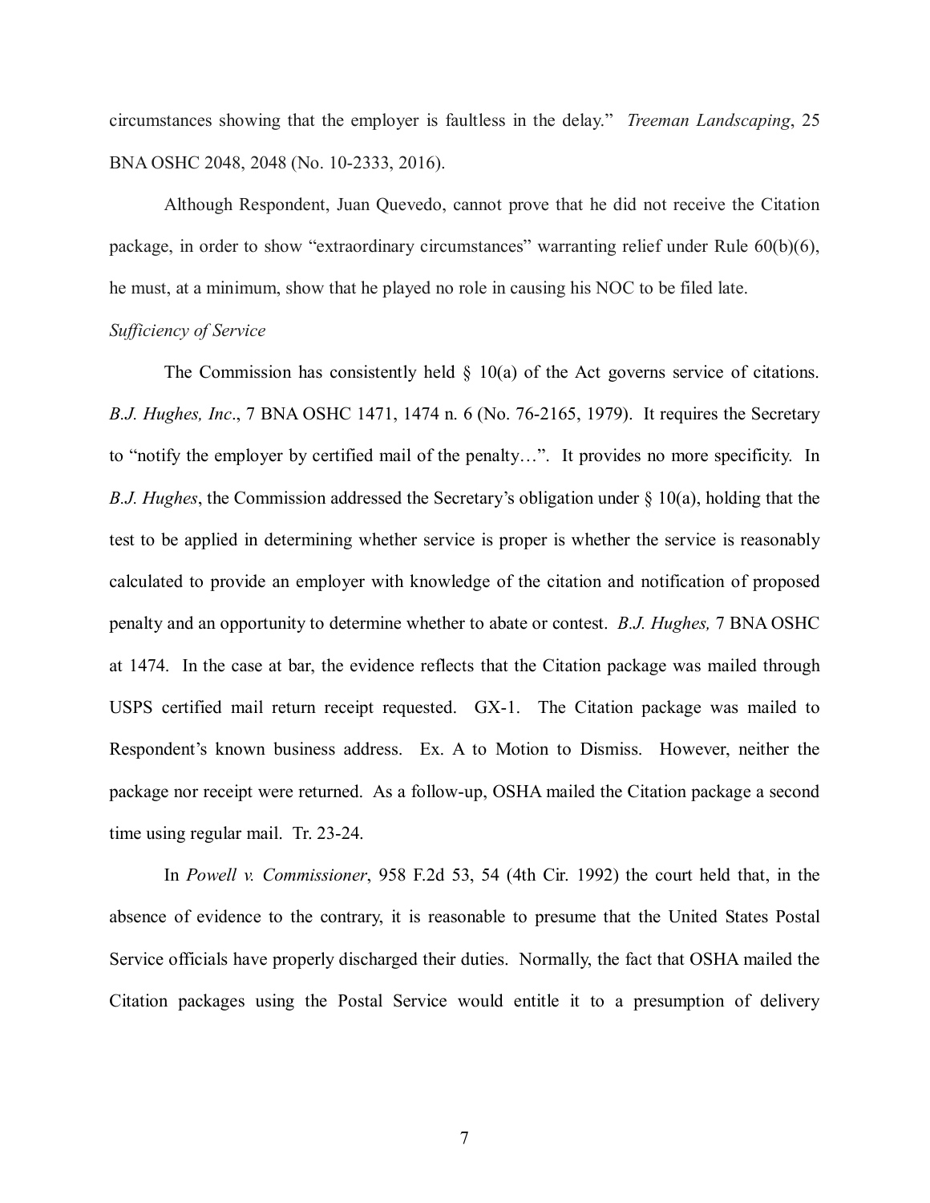circumstances showing that the employer is faultless in the delay." *Treeman Landscaping*, 25 BNA OSHC 2048, 2048 (No. 10-2333, 2016).

Although Respondent, Juan Quevedo, cannot prove that he did not receive the Citation package, in order to show "extraordinary circumstances" warranting relief under Rule 60(b)(6), he must, at a minimum, show that he played no role in causing his NOC to be filed late.

*Sufficiency of Service*

The Commission has consistently held § 10(a) of the Act governs service of citations. *B.J. Hughes, Inc*., 7 BNA OSHC 1471, 1474 n. 6 (No. 76-2165, 1979). It requires the Secretary to "notify the employer by certified mail of the penalty…". It provides no more specificity. In *B.J. Hughes*, the Commission addressed the Secretary's obligation under § 10(a), holding that the test to be applied in determining whether service is proper is whether the service is reasonably calculated to provide an employer with knowledge of the citation and notification of proposed penalty and an opportunity to determine whether to abate or contest. *B.J. Hughes,* 7 BNA OSHC at 1474. In the case at bar, the evidence reflects that the Citation package was mailed through USPS certified mail return receipt requested. GX-1. The Citation package was mailed to Respondent's known business address. Ex. A to Motion to Dismiss. However, neither the package nor receipt were returned. As a follow-up, OSHA mailed the Citation package a second time using regular mail. Tr. 23-24.

In *Powell v. Commissioner*, 958 F.2d 53, 54 (4th Cir. 1992) the court held that, in the absence of evidence to the contrary, it is reasonable to presume that the United States Postal Service officials have properly discharged their duties. Normally, the fact that OSHA mailed the Citation packages using the Postal Service would entitle it to a presumption of delivery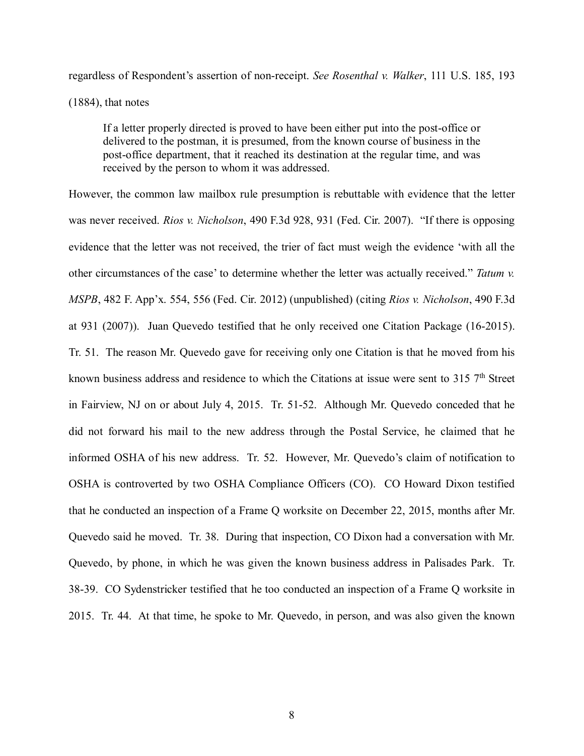regardless of Respondent's assertion of non-receipt. *See Rosenthal v. Walker*, 111 U.S. 185, 193 (1884), that notes

> If a letter properly directed is proved to have been either put into the post-office or delivered to the postman, it is presumed, from the known course of business in the post-office department, that it reached its destination at the regular time, and was received by the person to whom it was addressed.

However, the common law mailbox rule presumption is rebuttable with evidence that the letter was never received. *Rios v. Nicholson*, 490 F.3d 928, 931 (Fed. Cir. 2007). "If there is opposing evidence that the letter was not received, the trier of fact must weigh the evidence 'with all the other circumstances of the case' to determine whether the letter was actually received." *Tatum v. MSPB*, 482 F. App'x. 554, 556 (Fed. Cir. 2012) (unpublished) (citing *Rios v. Nicholson*, 490 F.3d at 931 (2007)). Juan Quevedo testified that he only received one Citation Package (16-2015). Tr. 51. The reason Mr. Quevedo gave for receiving only one Citation is that he moved from his known business address and residence to which the Citations at issue were sent to 315 7th Street in Fairview, NJ on or about July 4, 2015. Tr. 51-52. Although Mr. Quevedo conceded that he did not forward his mail to the new address through the Postal Service, he claimed that he informed OSHA of his new address. Tr. 52. However, Mr. Quevedo's claim of notification to OSHA is controverted by two OSHA Compliance Officers (CO). CO Howard Dixon testified that he conducted an inspection of a Frame Q worksite on December 22, 2015, months after Mr. Quevedo said he moved. Tr. 38. During that inspection, CO Dixon had a conversation with Mr. Quevedo, by phone, in which he was given the known business address in Palisades Park. Tr. 38-39. CO Sydenstricker testified that he too conducted an inspection of a Frame Q worksite in 2015. Tr. 44. At that time, he spoke to Mr. Quevedo, in person, and was also given the known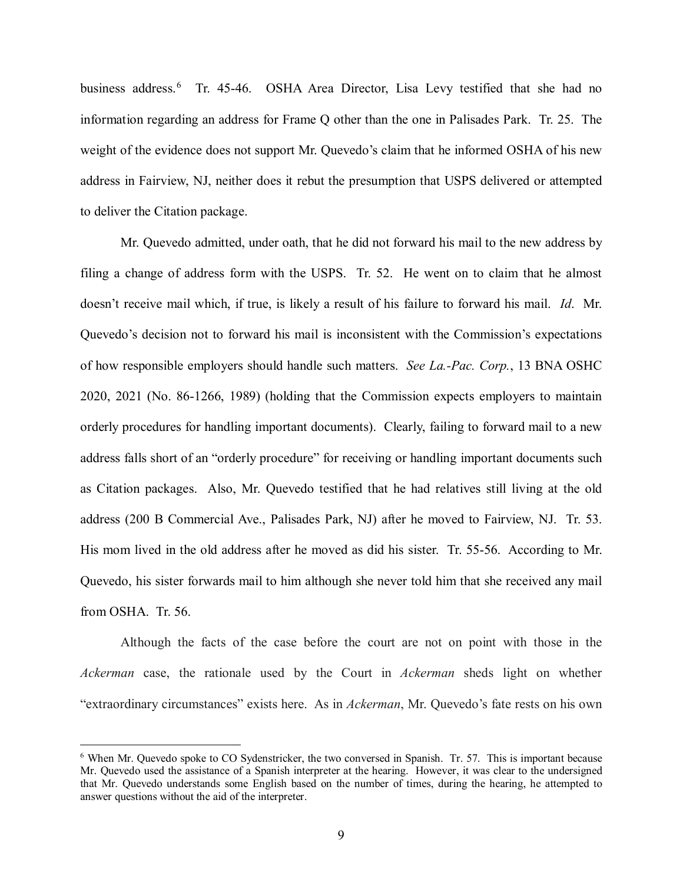business address.[6] Tr. 45-46. OSHA Area Director, Lisa Levy testified that she had no information regarding an address for Frame Q other than the one in Palisades Park. Tr. 25. The weight of the evidence does not support Mr. Quevedo's claim that he informed OSHA of his new address in Fairview, NJ, neither does it rebut the presumption that USPS delivered or attempted to deliver the Citation package.

Mr. Quevedo admitted, under oath, that he did not forward his mail to the new address by filing a change of address form with the USPS. Tr. 52. He went on to claim that he almost doesn't receive mail which, if true, is likely a result of his failure to forward his mail. *Id*. Mr. Quevedo's decision not to forward his mail is inconsistent with the Commission's expectations of how responsible employers should handle such matters. *See La.-Pac. Corp.*, 13 BNA OSHC 2020, 2021 (No. 86-1266, 1989) (holding that the Commission expects employers to maintain orderly procedures for handling important documents). Clearly, failing to forward mail to a new address falls short of an "orderly procedure" for receiving or handling important documents such as Citation packages. Also, Mr. Quevedo testified that he had relatives still living at the old address (200 B Commercial Ave., Palisades Park, NJ) after he moved to Fairview, NJ. Tr. 53. His mom lived in the old address after he moved as did his sister. Tr. 55-56. According to Mr. Quevedo, his sister forwards mail to him although she never told him that she received any mail from OSHA. Tr. 56.

Although the facts of the case before the court are not on point with those in the *Ackerman* case, the rationale used by the Court in *Ackerman* sheds light on whether "extraordinary circumstances" exists here. As in *Ackerman*, Mr. Quevedo's fate rests on his own

---

[6] When Mr. Quevedo spoke to CO Sydenstricker, the two conversed in Spanish. Tr. 57. This is important because Mr. Quevedo used the assistance of a Spanish interpreter at the hearing. However, it was clear to the undersigned that Mr. Quevedo understands some English based on the number of times, during the hearing, he attempted to answer questions without the aid of the interpreter.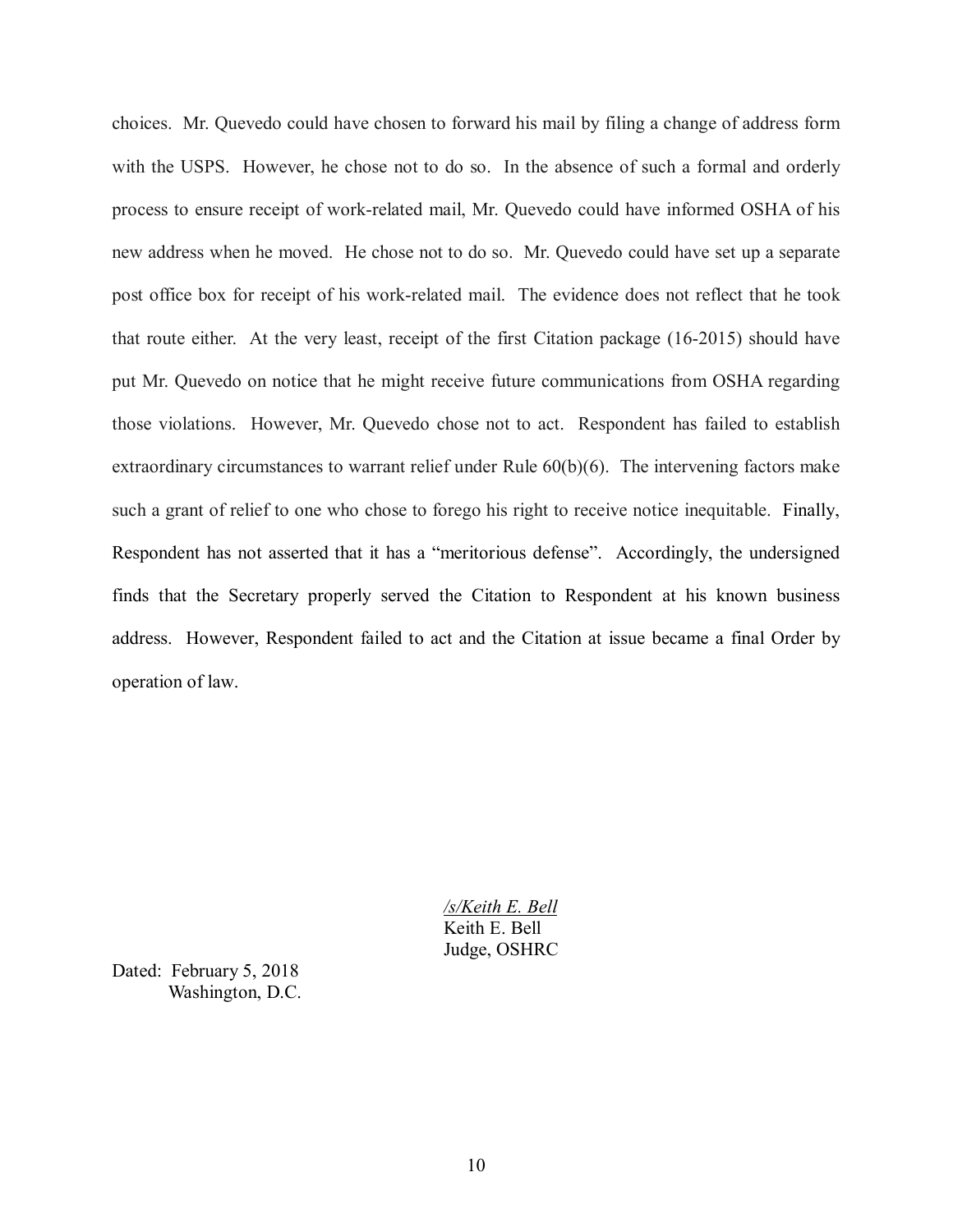choices. Mr. Quevedo could have chosen to forward his mail by filing a change of address form with the USPS. However, he chose not to do so. In the absence of such a formal and orderly process to ensure receipt of work-related mail, Mr. Quevedo could have informed OSHA of his new address when he moved. He chose not to do so. Mr. Quevedo could have set up a separate post office box for receipt of his work-related mail. The evidence does not reflect that he took that route either. At the very least, receipt of the first Citation package (16-2015) should have put Mr. Quevedo on notice that he might receive future communications from OSHA regarding those violations. However, Mr. Quevedo chose not to act. Respondent has failed to establish extraordinary circumstances to warrant relief under Rule 60(b)(6). The intervening factors make such a grant of relief to one who chose to forego his right to receive notice inequitable. Finally, Respondent has not asserted that it has a "meritorious defense". Accordingly, the undersigned finds that the Secretary properly served the Citation to Respondent at his known business address. However, Respondent failed to act and the Citation at issue became a final Order by operation of law.

*/s/Keith E. Bell*
Keith E. Bell
Judge, OSHRC

Dated: February 5, 2018
Washington, D.C.